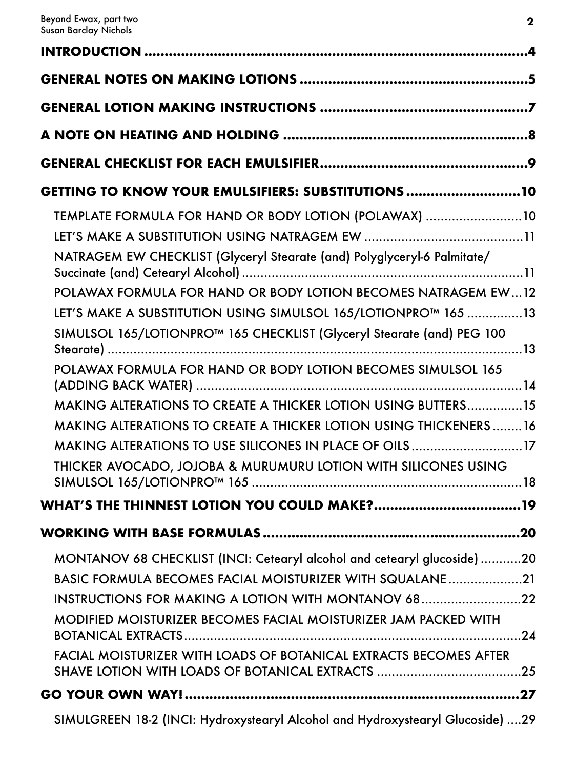**INTRODUCTION** .......... 4

**GENERAL NOTES ON MAKING LOTIONS** .......... 5

**GENERAL LOTION MAKING INSTRUCTIONS** .......... 7

**A NOTE ON HEATING AND HOLDING** .......... 8

**GENERAL CHECKLIST FOR EACH EMULSIFIER** .......... 9

**GETTING TO KNOW YOUR EMULSIFIERS: SUBSTITUTIONS** .......... 10

- TEMPLATE FORMULA FOR HAND OR BODY LOTION (POLAWAX) .......... 10
- LET'S MAKE A SUBSTITUTION USING NATRAGEM EW .......... 11
- NATRAGEM EW CHECKLIST (Glyceryl Stearate (and) Polyglyceryl-6 Palmitate/ Succinate (and) Cetearyl Alcohol) .......... 11
- POLAWAX FORMULA FOR HAND OR BODY LOTION BECOMES NATRAGEM EW .......... 12
- LET'S MAKE A SUBSTITUTION USING SIMULSOL 165/LOTIONPRO™ 165 .......... 13
- SIMULSOL 165/LOTIONPRO™ 165 CHECKLIST (Glyceryl Stearate (and) PEG 100 Stearate) .......... 13
- POLAWAX FORMULA FOR HAND OR BODY LOTION BECOMES SIMULSOL 165 (ADDING BACK WATER) .......... 14
- MAKING ALTERATIONS TO CREATE A THICKER LOTION USING BUTTERS .......... 15
- MAKING ALTERATIONS TO CREATE A THICKER LOTION USING THICKENERS .......... 16
- MAKING ALTERATIONS TO USE SILICONES IN PLACE OF OILS .......... 17
- THICKER AVOCADO, JOJOBA & MURUMURU LOTION WITH SILICONES USING SIMULSOL 165/LOTIONPRO™ 165 .......... 18

**WHAT'S THE THINNEST LOTION YOU COULD MAKE?** .......... 19

**WORKING WITH BASE FORMULAS** .......... 20

- MONTANOV 68 CHECKLIST (INCI: Cetearyl alcohol and cetearyl glucoside) .......... 20
- BASIC FORMULA BECOMES FACIAL MOISTURIZER WITH SQUALANE .......... 21
- INSTRUCTIONS FOR MAKING A LOTION WITH MONTANOV 68 .......... 22
- MODIFIED MOISTURIZER BECOMES FACIAL MOISTURIZER JAM PACKED WITH BOTANICAL EXTRACTS .......... 24
- FACIAL MOISTURIZER WITH LOADS OF BOTANICAL EXTRACTS BECOMES AFTER SHAVE LOTION WITH LOADS OF BOTANICAL EXTRACTS .......... 25

**GO YOUR OWN WAY!** .......... 27

- SIMULGREEN 18-2 (INCI: Hydroxystearyl Alcohol and Hydroxystearyl Glucoside) .......... 29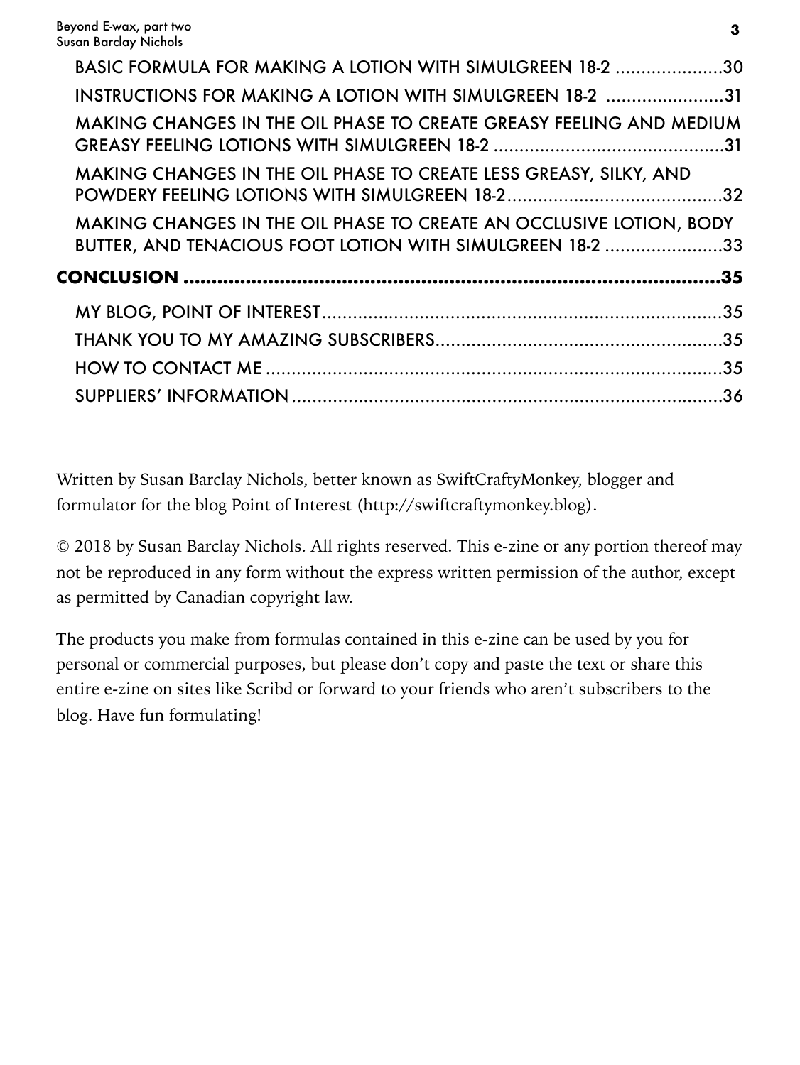BASIC FORMULA FOR MAKING A LOTION WITH SIMULGREEN 18-2 .....................30

INSTRUCTIONS FOR MAKING A LOTION WITH SIMULGREEN 18-2 .......................31

MAKING CHANGES IN THE OIL PHASE TO CREATE GREASY FEELING AND MEDIUM GREASY FEELING LOTIONS WITH SIMULGREEN 18-2 .............................................31

MAKING CHANGES IN THE OIL PHASE TO CREATE LESS GREASY, SILKY, AND POWDERY FEELING LOTIONS WITH SIMULGREEN 18-2..........................................32

MAKING CHANGES IN THE OIL PHASE TO CREATE AN OCCLUSIVE LOTION, BODY BUTTER, AND TENACIOUS FOOT LOTION WITH SIMULGREEN 18-2 .......................33

**CONCLUSION ....................................................................................35**

MY BLOG, POINT OF INTEREST...............................................................35

THANK YOU TO MY AMAZING SUBSCRIBERS........................................................35

HOW TO CONTACT ME .........................................................................35

SUPPLIERS' INFORMATION.....................................................................36

Written by Susan Barclay Nichols, better known as SwiftCraftyMonkey, blogger and formulator for the blog Point of Interest (http://swiftcraftymonkey.blog).

© 2018 by Susan Barclay Nichols. All rights reserved. This e-zine or any portion thereof may not be reproduced in any form without the express written permission of the author, except as permitted by Canadian copyright law.

The products you make from formulas contained in this e-zine can be used by you for personal or commercial purposes, but please don't copy and paste the text or share this entire e-zine on sites like Scribd or forward to your friends who aren't subscribers to the blog. Have fun formulating!